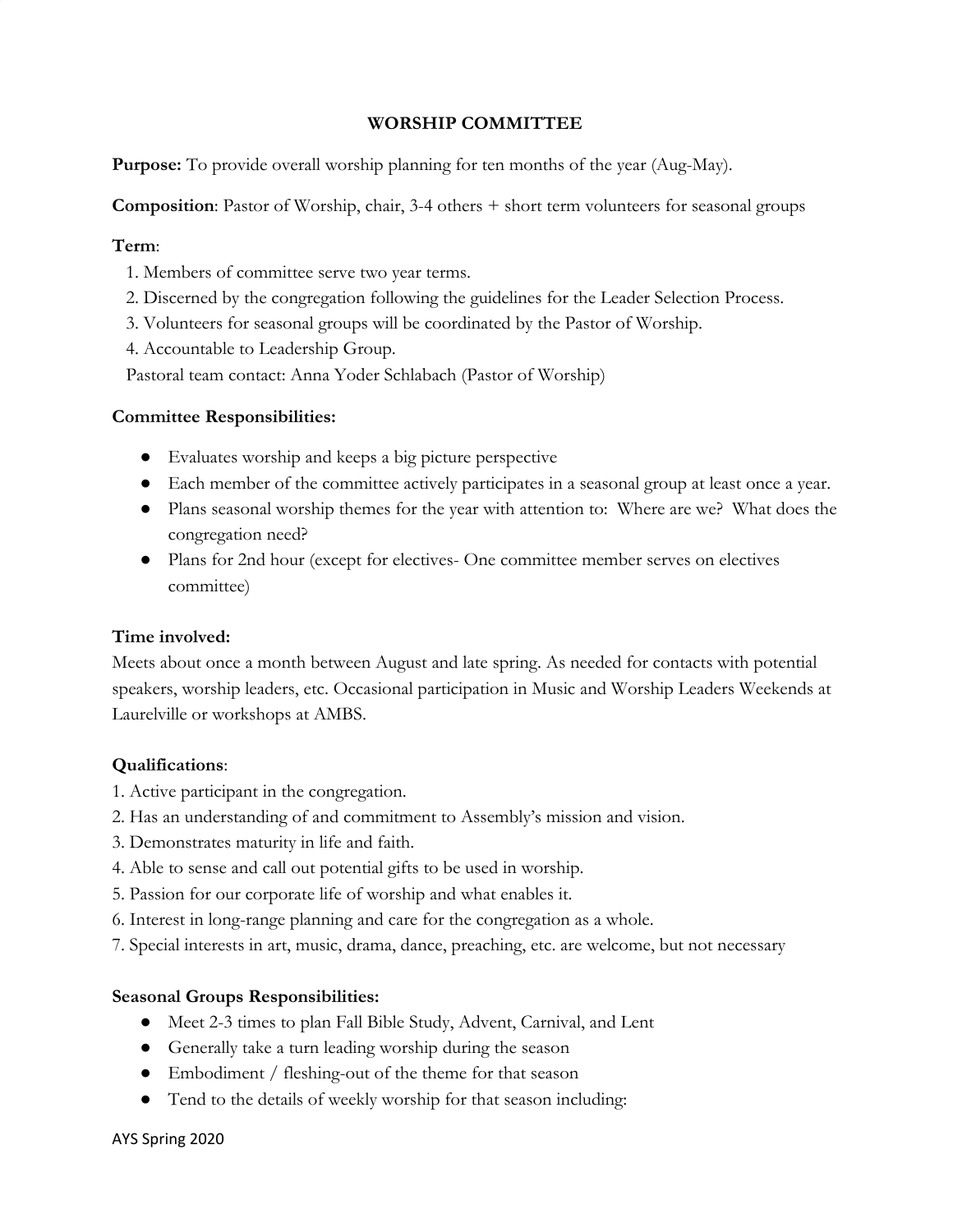# WORSHIP COMMITTEE

**Purpose:** To provide overall worship planning for ten months of the year (Aug-May).

**Composition**: Pastor of Worship, chair, 3-4 others + short term volunteers for seasonal groups

**Term**:

1. Members of committee serve two year terms.
2. Discerned by the congregation following the guidelines for the Leader Selection Process.
3. Volunteers for seasonal groups will be coordinated by the Pastor of Worship.
4. Accountable to Leadership Group.

Pastoral team contact: Anna Yoder Schlabach (Pastor of Worship)

**Committee Responsibilities:**

- Evaluates worship and keeps a big picture perspective
- Each member of the committee actively participates in a seasonal group at least once a year.
- Plans seasonal worship themes for the year with attention to: Where are we? What does the congregation need?
- Plans for 2nd hour (except for electives- One committee member serves on electives committee)

**Time involved:**

Meets about once a month between August and late spring. As needed for contacts with potential speakers, worship leaders, etc. Occasional participation in Music and Worship Leaders Weekends at Laurelville or workshops at AMBS.

**Qualifications**:

1. Active participant in the congregation.
2. Has an understanding of and commitment to Assembly's mission and vision.
3. Demonstrates maturity in life and faith.
4. Able to sense and call out potential gifts to be used in worship.
5. Passion for our corporate life of worship and what enables it.
6. Interest in long-range planning and care for the congregation as a whole.
7. Special interests in art, music, drama, dance, preaching, etc. are welcome, but not necessary

**Seasonal Groups Responsibilities:**

- Meet 2-3 times to plan Fall Bible Study, Advent, Carnival, and Lent
- Generally take a turn leading worship during the season
- Embodiment / fleshing-out of the theme for that season
- Tend to the details of weekly worship for that season including:

AYS Spring 2020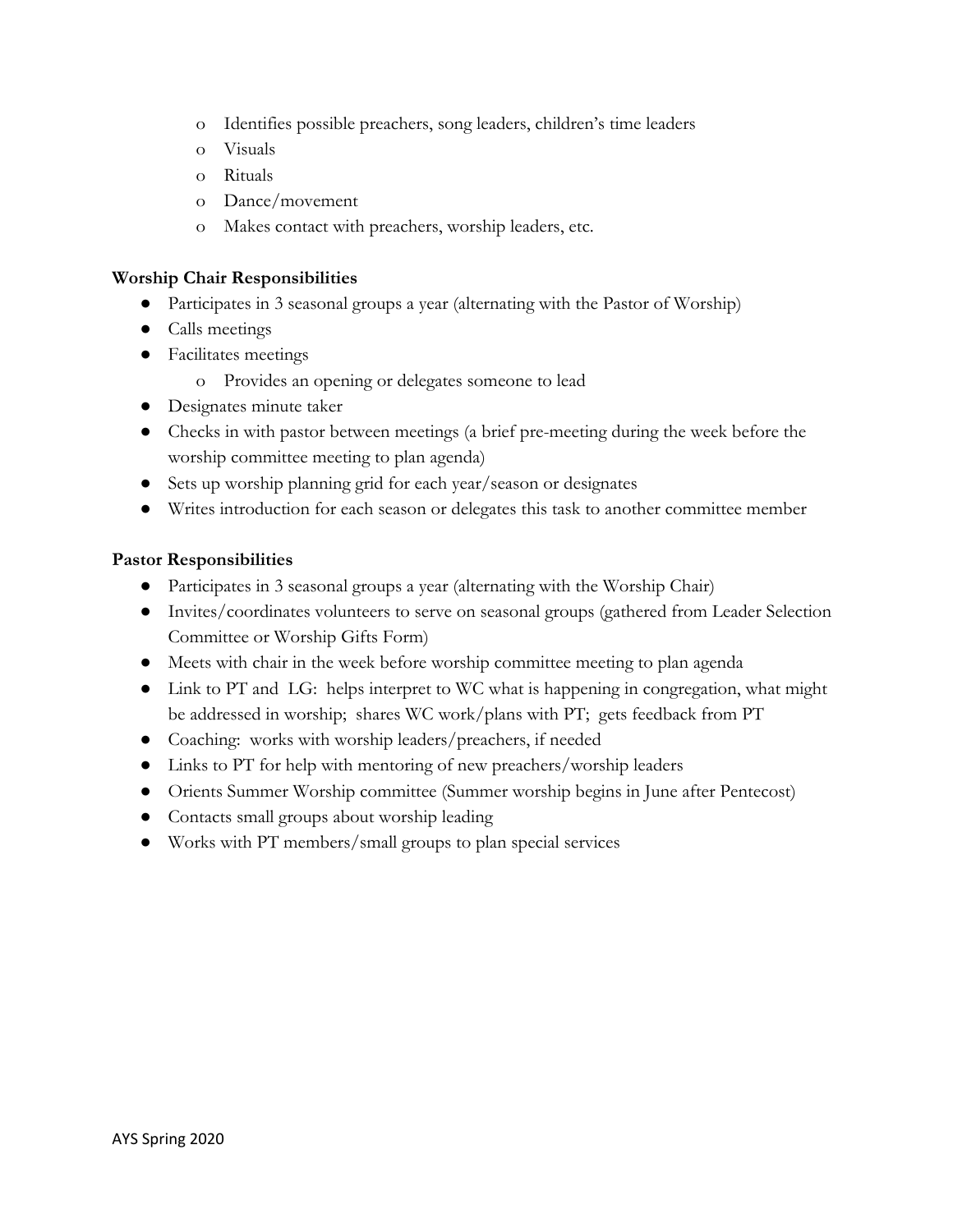- Identifies possible preachers, song leaders, children's time leaders
    - Visuals
    - Rituals
    - Dance/movement
    - Makes contact with preachers, worship leaders, etc.

**Worship Chair Responsibilities**

- Participates in 3 seasonal groups a year (alternating with the Pastor of Worship)
- Calls meetings
- Facilitates meetings
    - Provides an opening or delegates someone to lead
- Designates minute taker
- Checks in with pastor between meetings (a brief pre-meeting during the week before the worship committee meeting to plan agenda)
- Sets up worship planning grid for each year/season or designates
- Writes introduction for each season or delegates this task to another committee member

**Pastor Responsibilities**

- Participates in 3 seasonal groups a year (alternating with the Worship Chair)
- Invites/coordinates volunteers to serve on seasonal groups (gathered from Leader Selection Committee or Worship Gifts Form)
- Meets with chair in the week before worship committee meeting to plan agenda
- Link to PT and LG: helps interpret to WC what is happening in congregation, what might be addressed in worship; shares WC work/plans with PT; gets feedback from PT
- Coaching: works with worship leaders/preachers, if needed
- Links to PT for help with mentoring of new preachers/worship leaders
- Orients Summer Worship committee (Summer worship begins in June after Pentecost)
- Contacts small groups about worship leading
- Works with PT members/small groups to plan special services

AYS Spring 2020